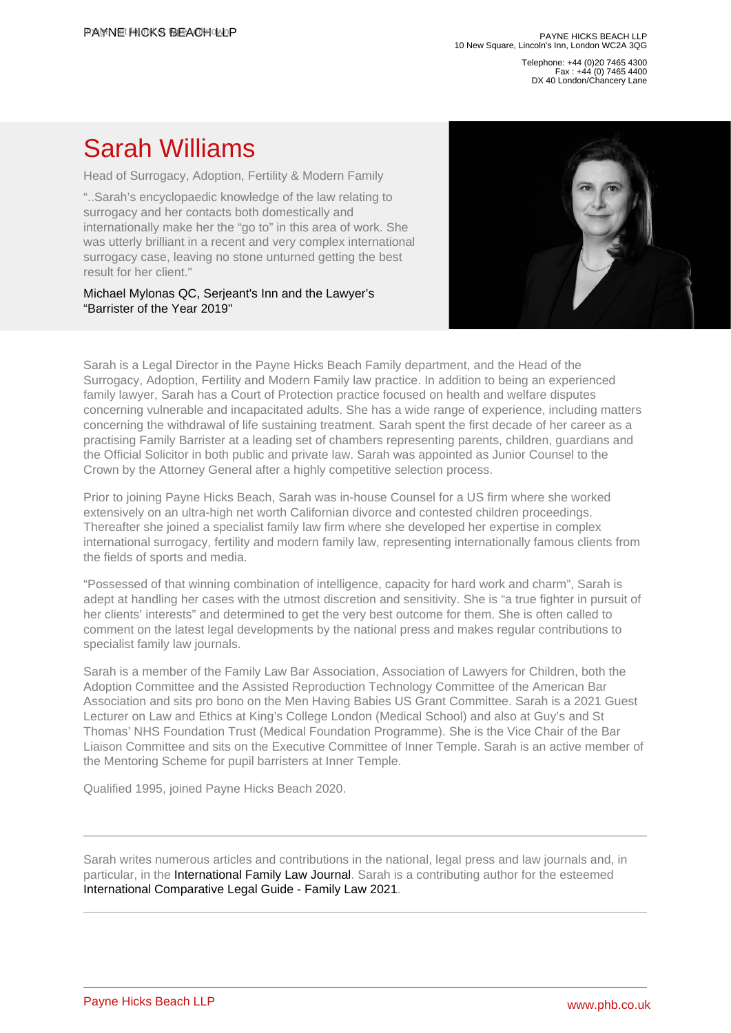PAYNE HICKS BEACH LLP
10 New Square, Lincoln's Inn, London WC2A 3QG

Telephone: +44 (0)20 7465 4300
Fax : +44 (0) 7465 4400
DX 40 London/Chancery Lane

# Sarah Williams

Head of Surrogacy, Adoption, Fertility & Modern Family

"..Sarah's encyclopaedic knowledge of the law relating to surrogacy and her contacts both domestically and internationally make her the "go to" in this area of work. She was utterly brilliant in a recent and very complex international surrogacy case, leaving no stone unturned getting the best result for her client."

Michael Mylonas QC, Serjeant's Inn and the Lawyer's "Barrister of the Year 2019"

Sarah is a Legal Director in the Payne Hicks Beach Family department, and the Head of the Surrogacy, Adoption, Fertility and Modern Family law practice. In addition to being an experienced family lawyer, Sarah has a Court of Protection practice focused on health and welfare disputes concerning vulnerable and incapacitated adults. She has a wide range of experience, including matters concerning the withdrawal of life sustaining treatment. Sarah spent the first decade of her career as a practising Family Barrister at a leading set of chambers representing parents, children, guardians and the Official Solicitor in both public and private law. Sarah was appointed as Junior Counsel to the Crown by the Attorney General after a highly competitive selection process.

Prior to joining Payne Hicks Beach, Sarah was in-house Counsel for a US firm where she worked extensively on an ultra-high net worth Californian divorce and contested children proceedings. Thereafter she joined a specialist family law firm where she developed her expertise in complex international surrogacy, fertility and modern family law, representing internationally famous clients from the fields of sports and media.

"Possessed of that winning combination of intelligence, capacity for hard work and charm", Sarah is adept at handling her cases with the utmost discretion and sensitivity. She is "a true fighter in pursuit of her clients' interests" and determined to get the very best outcome for them. She is often called to comment on the latest legal developments by the national press and makes regular contributions to specialist family law journals.

Sarah is a member of the Family Law Bar Association, Association of Lawyers for Children, both the Adoption Committee and the Assisted Reproduction Technology Committee of the American Bar Association and sits pro bono on the Men Having Babies US Grant Committee. Sarah is a 2021 Guest Lecturer on Law and Ethics at King's College London (Medical School) and also at Guy's and St Thomas' NHS Foundation Trust (Medical Foundation Programme). She is the Vice Chair of the Bar Liaison Committee and sits on the Executive Committee of Inner Temple. Sarah is an active member of the Mentoring Scheme for pupil barristers at Inner Temple.

Qualified 1995, joined Payne Hicks Beach 2020.

---

Sarah writes numerous articles and contributions in the national, legal press and law journals and, in particular, in the International Family Law Journal. Sarah is a contributing author for the esteemed International Comparative Legal Guide - Family Law 2021.

---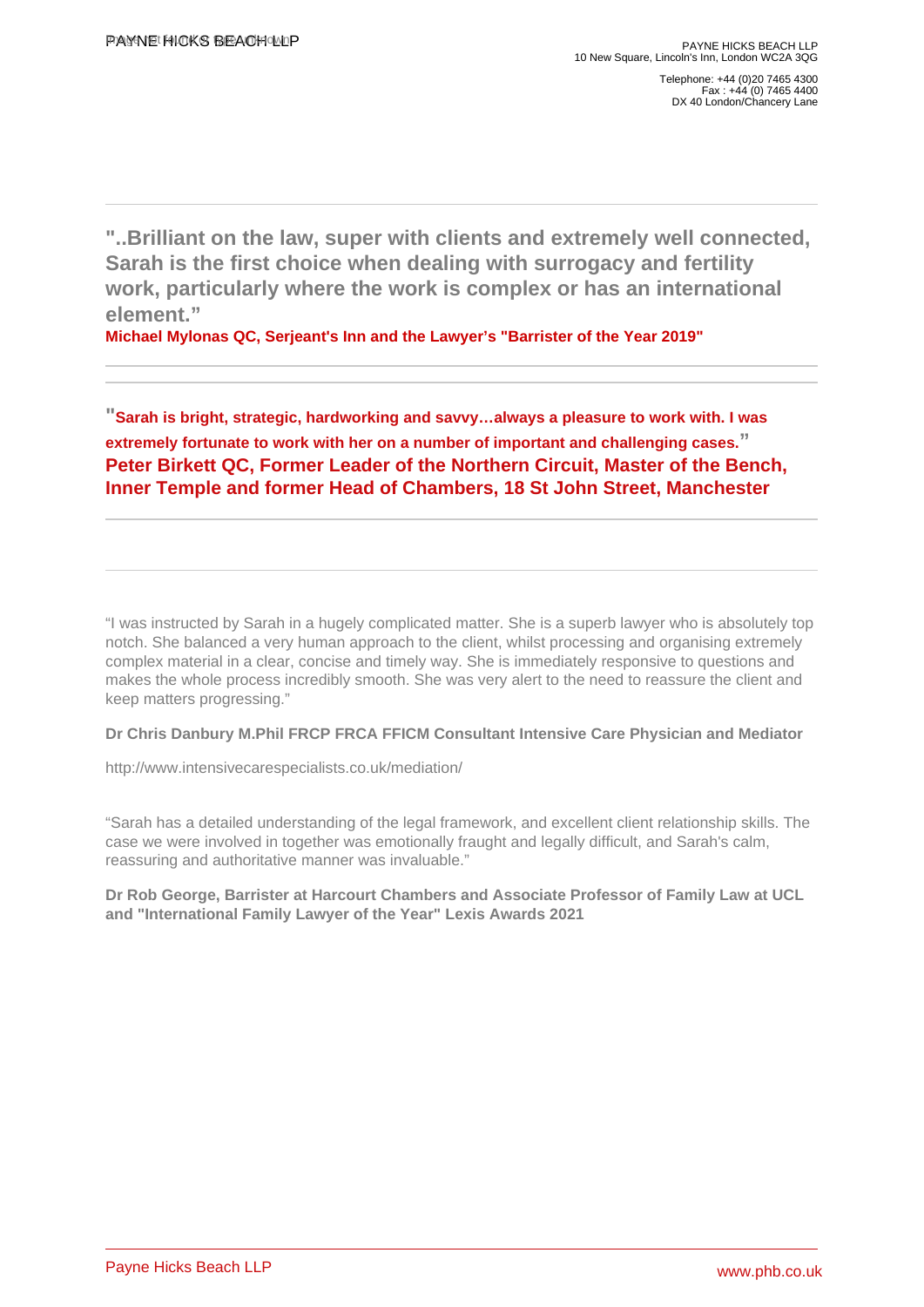**"..Brilliant on the law, super with clients and extremely well connected, Sarah is the first choice when dealing with surrogacy and fertility work, particularly where the work is complex or has an international element."**

**Michael Mylonas QC, Serjeant's Inn and the Lawyer's "Barrister of the Year 2019"**

---

**"Sarah is bright, strategic, hardworking and savvy…always a pleasure to work with. I was extremely fortunate to work with her on a number of important and challenging cases."**

**Peter Birkett QC, Former Leader of the Northern Circuit, Master of the Bench, Inner Temple and former Head of Chambers, 18 St John Street, Manchester**

---

"I was instructed by Sarah in a hugely complicated matter. She is a superb lawyer who is absolutely top notch. She balanced a very human approach to the client, whilst processing and organising extremely complex material in a clear, concise and timely way. She is immediately responsive to questions and makes the whole process incredibly smooth. She was very alert to the need to reassure the client and keep matters progressing."

**Dr Chris Danbury M.Phil FRCP FRCA FFICM Consultant Intensive Care Physician and Mediator**

http://www.intensivecarespecialists.co.uk/mediation/

"Sarah has a detailed understanding of the legal framework, and excellent client relationship skills. The case we were involved in together was emotionally fraught and legally difficult, and Sarah's calm, reassuring and authoritative manner was invaluable."

**Dr Rob George, Barrister at Harcourt Chambers and Associate Professor of Family Law at UCL and "International Family Lawyer of the Year" Lexis Awards 2021**